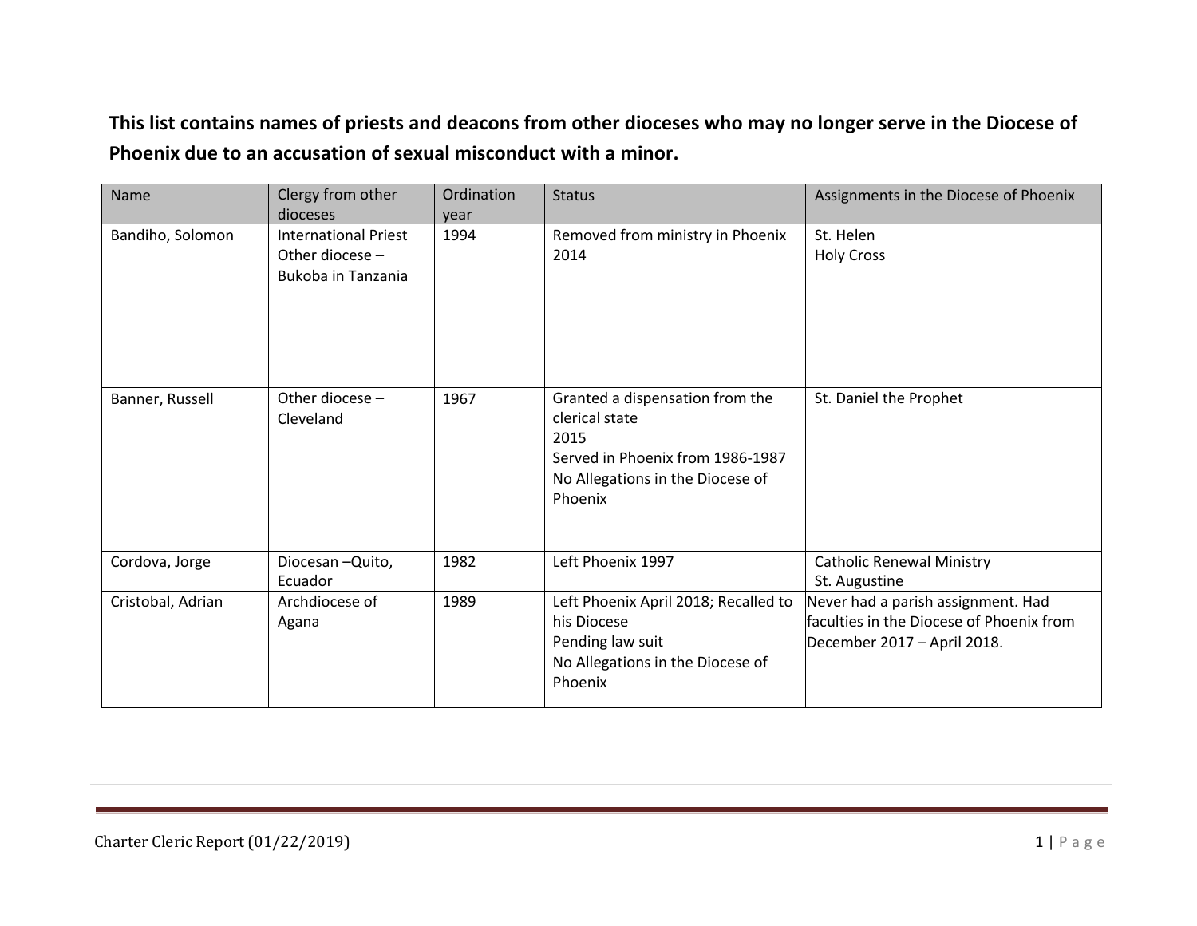**This list contains names of priests and deacons from other dioceses who may no longer serve in the Diocese of Phoenix due to an accusation of sexual misconduct with a minor.**

| Name | Clergy from other dioceses | Ordination year | Status | Assignments in the Diocese of Phoenix |
|---|---|---|---|---|
| Bandiho, Solomon | International Priest<br>Other diocese – Bukoba in Tanzania | 1994 | Removed from ministry in Phoenix 2014 | St. Helen<br>Holy Cross |
| Banner, Russell | Other diocese – Cleveland | 1967 | Granted a dispensation from the clerical state<br>2015<br>Served in Phoenix from 1986-1987<br>No Allegations in the Diocese of Phoenix | St. Daniel the Prophet |
| Cordova, Jorge | Diocesan –Quito, Ecuador | 1982 | Left Phoenix 1997 | Catholic Renewal Ministry<br>St. Augustine |
| Cristobal, Adrian | Archdiocese of Agana | 1989 | Left Phoenix April 2018; Recalled to his Diocese<br>Pending law suit<br>No Allegations in the Diocese of Phoenix | Never had a parish assignment. Had faculties in the Diocese of Phoenix from December 2017 – April 2018. |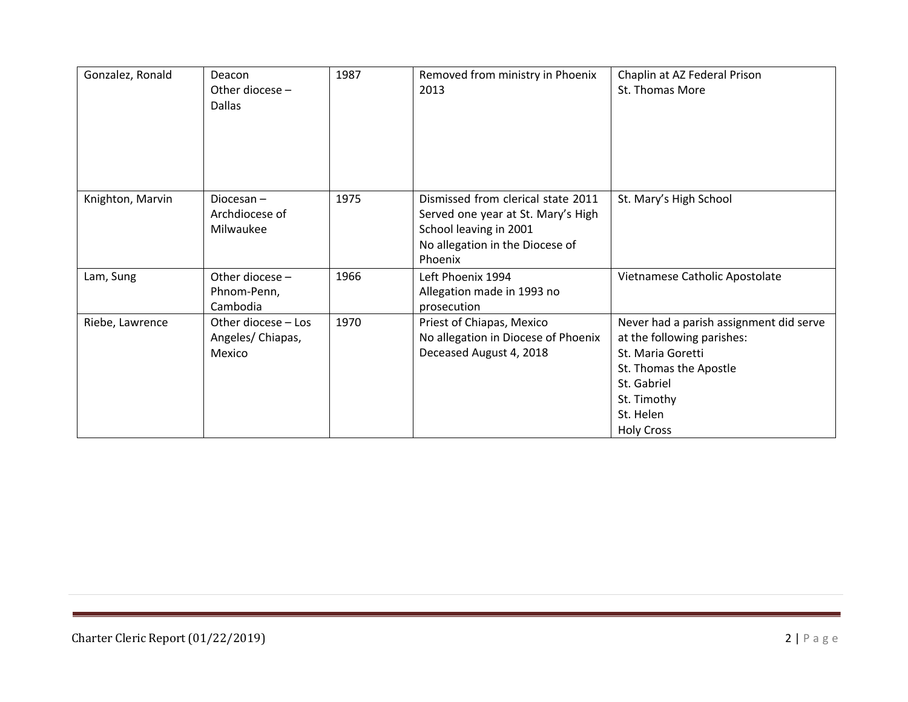| | | | | |
|---|---|---|---|---|
| Gonzalez, Ronald | Deacon<br>Other diocese – Dallas | 1987 | Removed from ministry in Phoenix 2013 | Chaplin at AZ Federal Prison<br>St. Thomas More |
| Knighton, Marvin | Diocesan – Archdiocese of Milwaukee | 1975 | Dismissed from clerical state 2011<br>Served one year at St. Mary's High School leaving in 2001<br>No allegation in the Diocese of Phoenix | St. Mary's High School |
| Lam, Sung | Other diocese – Phnom-Penn, Cambodia | 1966 | Left Phoenix 1994<br>Allegation made in 1993 no prosecution | Vietnamese Catholic Apostolate |
| Riebe, Lawrence | Other diocese – Los Angeles/ Chiapas, Mexico | 1970 | Priest of Chiapas, Mexico<br>No allegation in Diocese of Phoenix<br>Deceased August 4, 2018 | Never had a parish assignment did serve at the following parishes:<br>St. Maria Goretti<br>St. Thomas the Apostle<br>St. Gabriel<br>St. Timothy<br>St. Helen<br>Holy Cross |